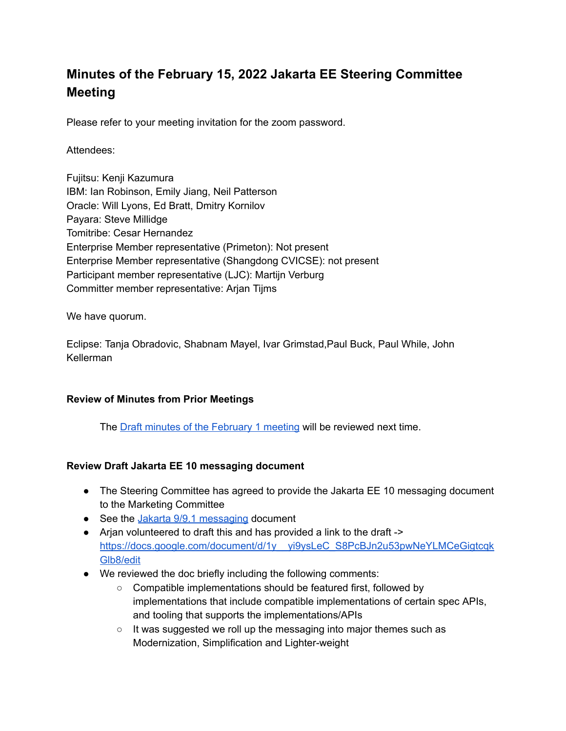# Minutes of the February 15, 2022 Jakarta EE Steering Committee Meeting

Please refer to your meeting invitation for the zoom password.

Attendees:

Fujitsu: Kenji Kazumura
IBM: Ian Robinson, Emily Jiang, Neil Patterson
Oracle: Will Lyons, Ed Bratt, Dmitry Kornilov
Payara: Steve Millidge
Tomitribe: Cesar Hernandez
Enterprise Member representative (Primeton): Not present
Enterprise Member representative (Shangdong CVICSE): not present
Participant member representative (LJC): Martijn Verburg
Committer member representative: Arjan Tijms

We have quorum.

Eclipse: Tanja Obradovic, Shabnam Mayel, Ivar Grimstad,Paul Buck, Paul While, John Kellerman

### Review of Minutes from Prior Meetings

The Draft minutes of the February 1 meeting will be reviewed next time.

### Review Draft Jakarta EE 10 messaging document

- The Steering Committee has agreed to provide the Jakarta EE 10 messaging document to the Marketing Committee
- See the Jakarta 9/9.1 messaging document
- Arjan volunteered to draft this and has provided a link to the draft -> https://docs.google.com/document/d/1y__yi9ysLeC_S8PcBJn2u53pwNeYLMCeGigtcqkGlb8/edit
- We reviewed the doc briefly including the following comments:
  - Compatible implementations should be featured first, followed by implementations that include compatible implementations of certain spec APIs, and tooling that supports the implementations/APIs
  - It was suggested we roll up the messaging into major themes such as Modernization, Simplification and Lighter-weight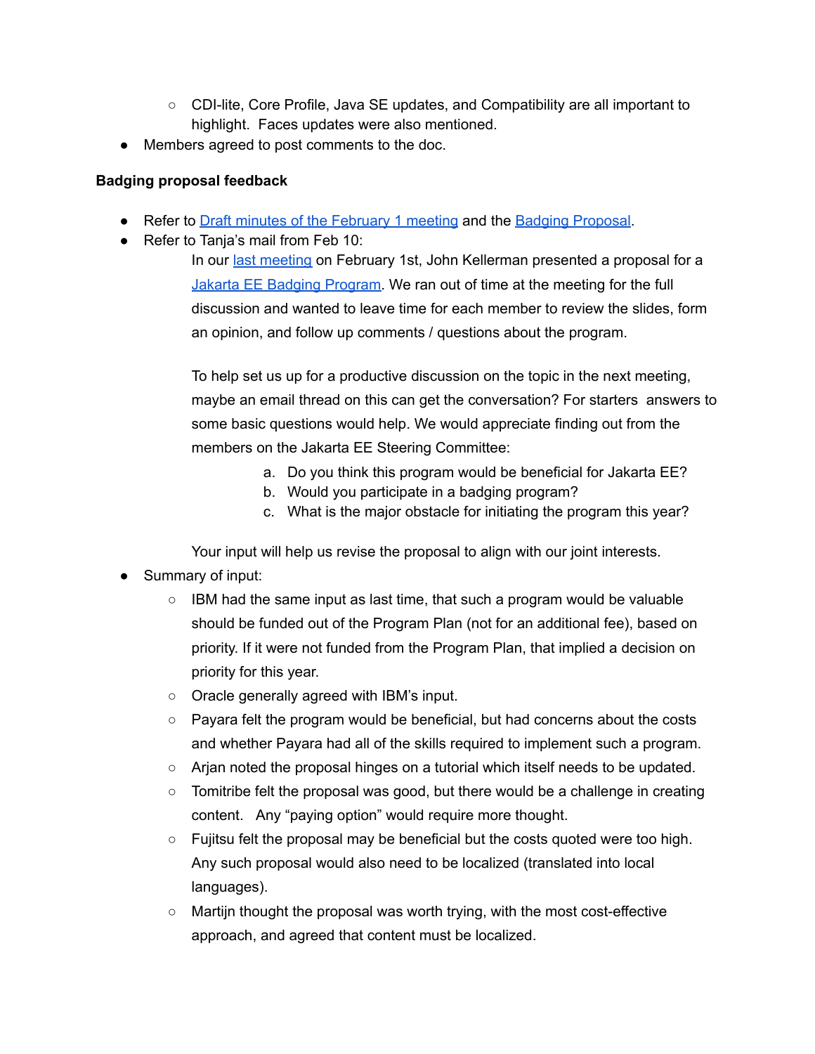- CDI-lite, Core Profile, Java SE updates, and Compatibility are all important to highlight. Faces updates were also mentioned.
- Members agreed to post comments to the doc.

**Badging proposal feedback**

- Refer to Draft minutes of the February 1 meeting and the Badging Proposal.
- Refer to Tanja's mail from Feb 10:

  In our last meeting on February 1st, John Kellerman presented a proposal for a Jakarta EE Badging Program. We ran out of time at the meeting for the full discussion and wanted to leave time for each member to review the slides, form an opinion, and follow up comments / questions about the program.

  To help set us up for a productive discussion on the topic in the next meeting, maybe an email thread on this can get the conversation? For starters answers to some basic questions would help. We would appreciate finding out from the members on the Jakarta EE Steering Committee:

  a. Do you think this program would be beneficial for Jakarta EE?
  b. Would you participate in a badging program?
  c. What is the major obstacle for initiating the program this year?

  Your input will help us revise the proposal to align with our joint interests.
- Summary of input:
  - IBM had the same input as last time, that such a program would be valuable should be funded out of the Program Plan (not for an additional fee), based on priority. If it were not funded from the Program Plan, that implied a decision on priority for this year.
  - Oracle generally agreed with IBM's input.
  - Payara felt the program would be beneficial, but had concerns about the costs and whether Payara had all of the skills required to implement such a program.
  - Arjan noted the proposal hinges on a tutorial which itself needs to be updated.
  - Tomitribe felt the proposal was good, but there would be a challenge in creating content. Any "paying option" would require more thought.
  - Fujitsu felt the proposal may be beneficial but the costs quoted were too high. Any such proposal would also need to be localized (translated into local languages).
  - Martijn thought the proposal was worth trying, with the most cost-effective approach, and agreed that content must be localized.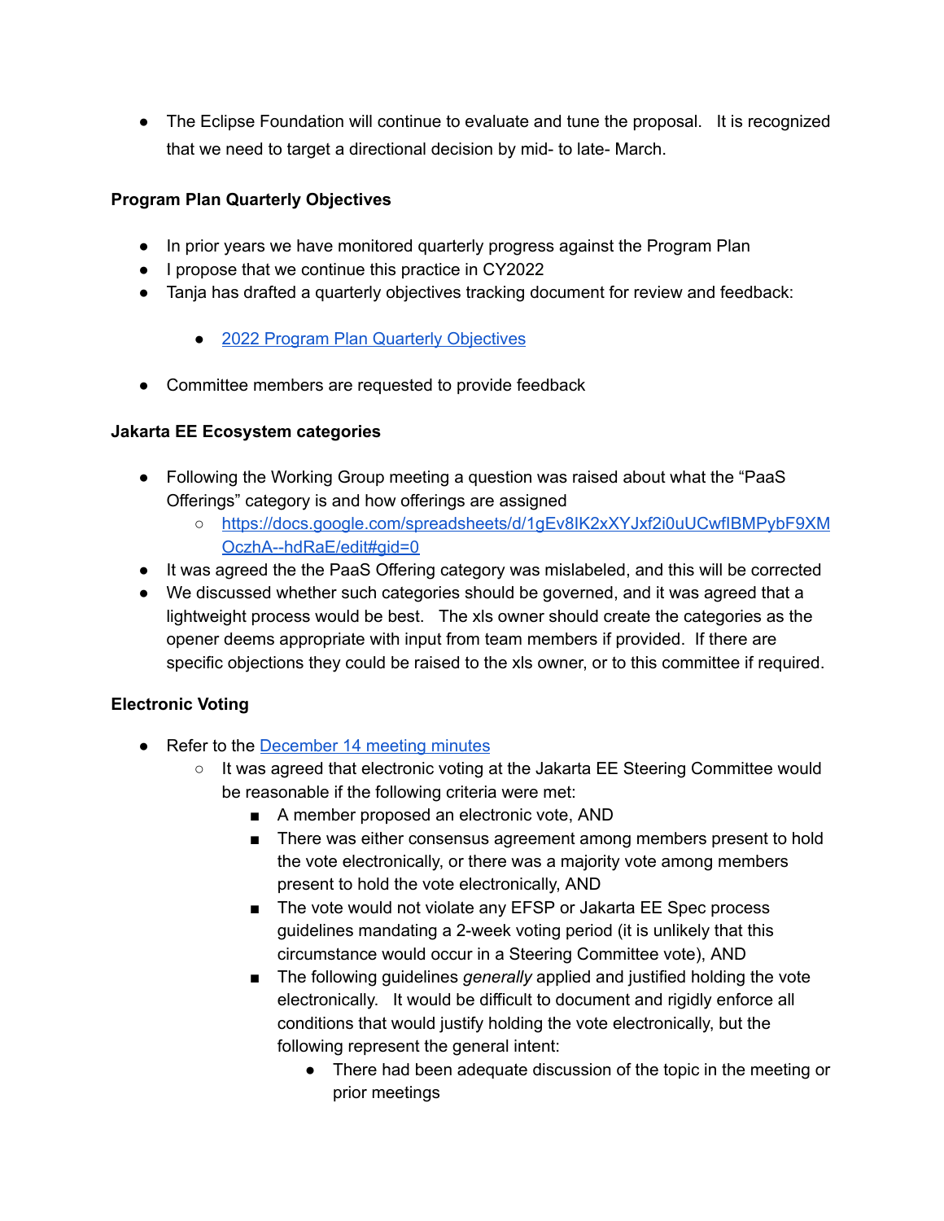- The Eclipse Foundation will continue to evaluate and tune the proposal.   It is recognized that we need to target a directional decision by mid- to late- March.

**Program Plan Quarterly Objectives**

- In prior years we have monitored quarterly progress against the Program Plan
- I propose that we continue this practice in CY2022
- Tanja has drafted a quarterly objectives tracking document for review and feedback:
    - 2022 Program Plan Quarterly Objectives
- Committee members are requested to provide feedback

**Jakarta EE Ecosystem categories**

- Following the Working Group meeting a question was raised about what the "PaaS Offerings" category is and how offerings are assigned
    - https://docs.google.com/spreadsheets/d/1gEv8IK2xXYJxf2i0uUCwfIBMPybF9XMOczhA--hdRaE/edit#gid=0
- It was agreed the the PaaS Offering category was mislabeled, and this will be corrected
- We discussed whether such categories should be governed, and it was agreed that a lightweight process would be best.   The xls owner should create the categories as the opener deems appropriate with input from team members if provided.  If there are specific objections they could be raised to the xls owner, or to this committee if required.

**Electronic Voting**

- Refer to the December 14 meeting minutes
    - It was agreed that electronic voting at the Jakarta EE Steering Committee would be reasonable if the following criteria were met:
        - A member proposed an electronic vote, AND
        - There was either consensus agreement among members present to hold the vote electronically, or there was a majority vote among members present to hold the vote electronically, AND
        - The vote would not violate any EFSP or Jakarta EE Spec process guidelines mandating a 2-week voting period (it is unlikely that this circumstance would occur in a Steering Committee vote), AND
        - The following guidelines *generally* applied and justified holding the vote electronically.   It would be difficult to document and rigidly enforce all conditions that would justify holding the vote electronically, but the following represent the general intent:
            - There had been adequate discussion of the topic in the meeting or prior meetings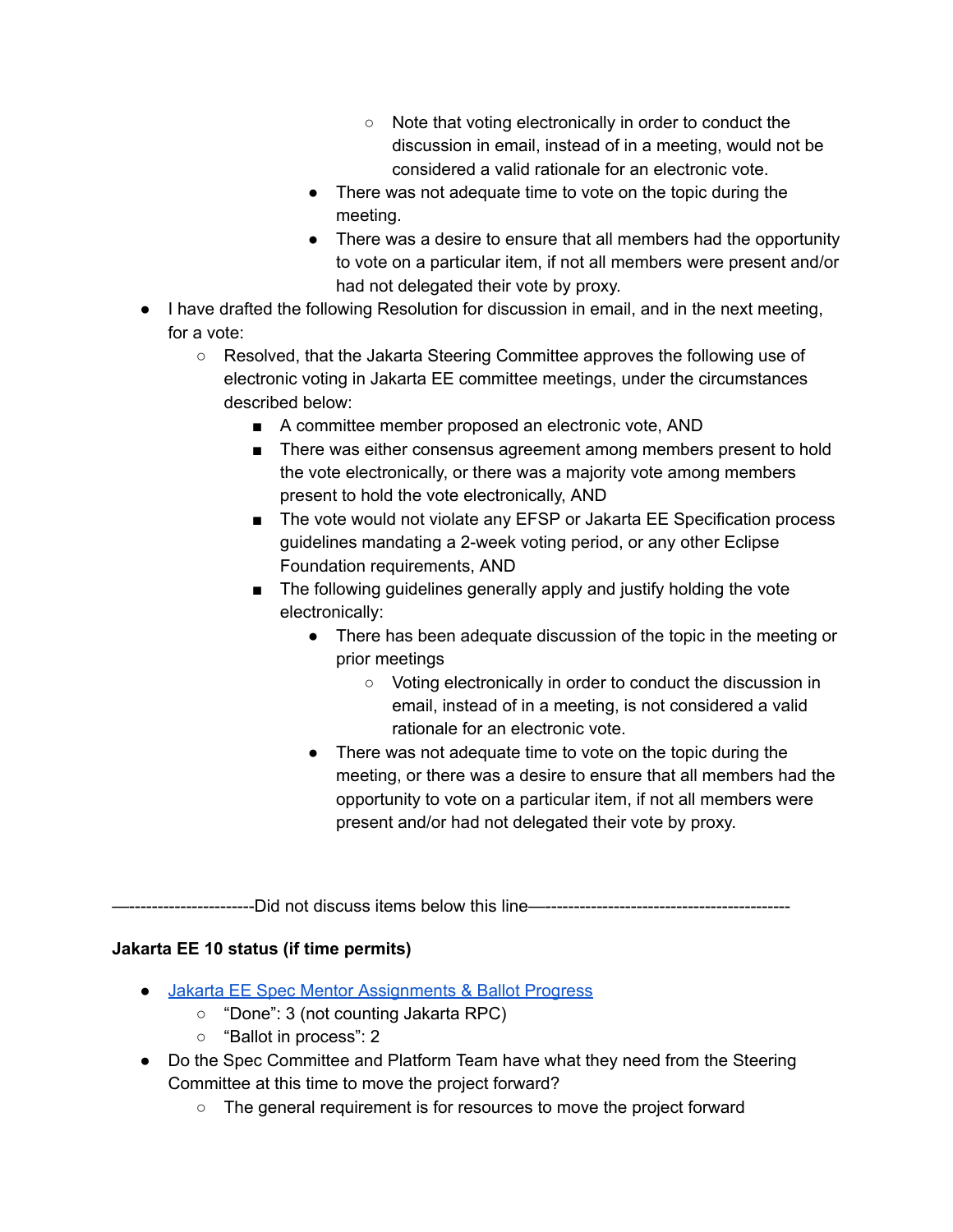- Note that voting electronically in order to conduct the discussion in email, instead of in a meeting, would not be considered a valid rationale for an electronic vote.
        - There was not adequate time to vote on the topic during the meeting.
        - There was a desire to ensure that all members had the opportunity to vote on a particular item, if not all members were present and/or had not delegated their vote by proxy.
- I have drafted the following Resolution for discussion in email, and in the next meeting, for a vote:
    - Resolved, that the Jakarta Steering Committee approves the following use of electronic voting in Jakarta EE committee meetings, under the circumstances described below:
        - A committee member proposed an electronic vote, AND
        - There was either consensus agreement among members present to hold the vote electronically, or there was a majority vote among members present to hold the vote electronically, AND
        - The vote would not violate any EFSP or Jakarta EE Specification process guidelines mandating a 2-week voting period, or any other Eclipse Foundation requirements, AND
        - The following guidelines generally apply and justify holding the vote electronically:
            - There has been adequate discussion of the topic in the meeting or prior meetings
                - Voting electronically in order to conduct the discussion in email, instead of in a meeting, is not considered a valid rationale for an electronic vote.
            - There was not adequate time to vote on the topic during the meeting, or there was a desire to ensure that all members had the opportunity to vote on a particular item, if not all members were present and/or had not delegated their vote by proxy.

—----------------------Did not discuss items below this line—------------------------------------------

**Jakarta EE 10 status (if time permits)**

- [Jakarta EE Spec Mentor Assignments & Ballot Progress]()
    - “Done”: 3 (not counting Jakarta RPC)
    - “Ballot in process”: 2
- Do the Spec Committee and Platform Team have what they need from the Steering Committee at this time to move the project forward?
    - The general requirement is for resources to move the project forward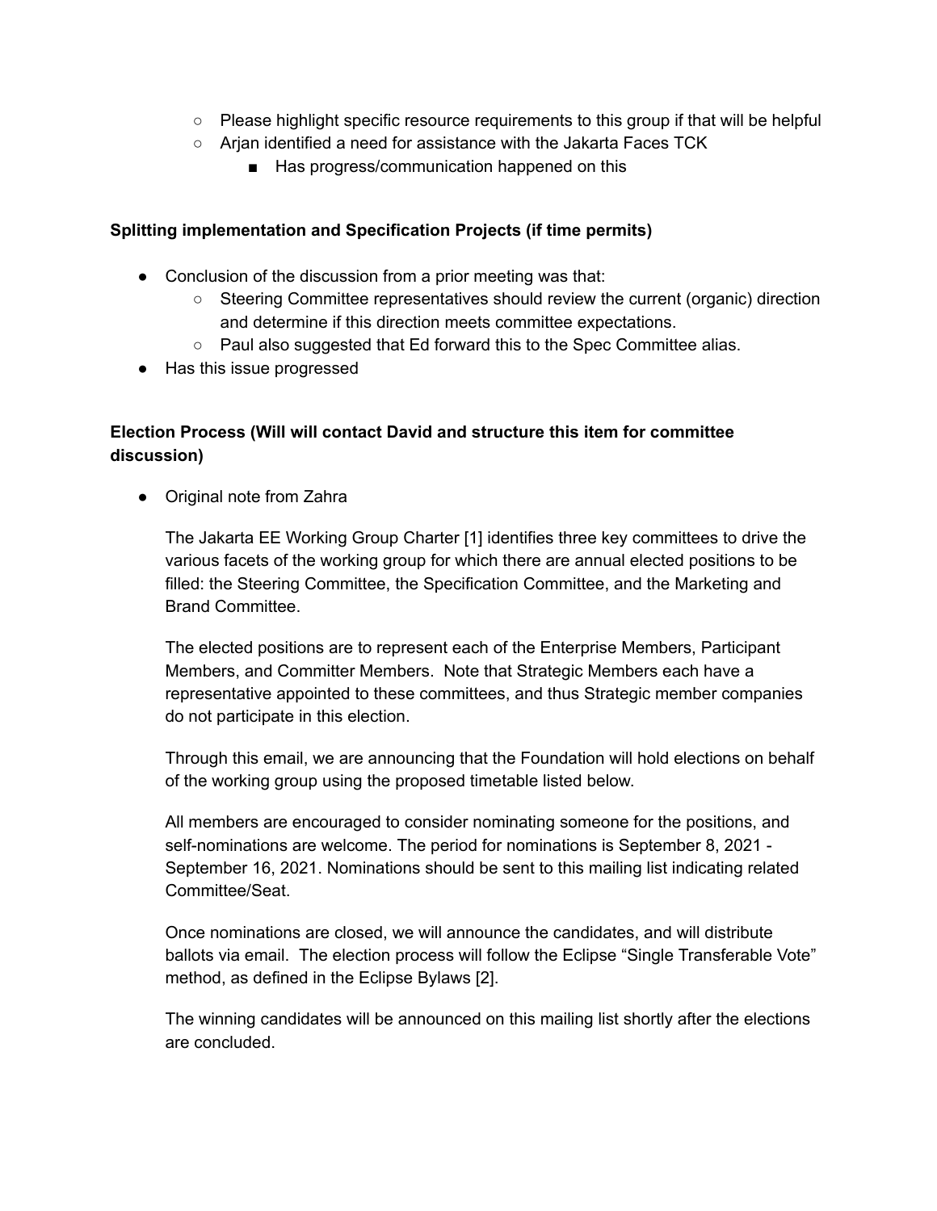- Please highlight specific resource requirements to this group if that will be helpful
  - Arjan identified a need for assistance with the Jakarta Faces TCK
    - Has progress/communication happened on this

**Splitting implementation and Specification Projects (if time permits)**

- Conclusion of the discussion from a prior meeting was that:
  - Steering Committee representatives should review the current (organic) direction and determine if this direction meets committee expectations.
  - Paul also suggested that Ed forward this to the Spec Committee alias.
- Has this issue progressed

**Election Process (Will will contact David and structure this item for committee discussion)**

- Original note from Zahra

  The Jakarta EE Working Group Charter [1] identifies three key committees to drive the various facets of the working group for which there are annual elected positions to be filled: the Steering Committee, the Specification Committee, and the Marketing and Brand Committee.

  The elected positions are to represent each of the Enterprise Members, Participant Members, and Committer Members. Note that Strategic Members each have a representative appointed to these committees, and thus Strategic member companies do not participate in this election.

  Through this email, we are announcing that the Foundation will hold elections on behalf of the working group using the proposed timetable listed below.

  All members are encouraged to consider nominating someone for the positions, and self-nominations are welcome. The period for nominations is September 8, 2021 - September 16, 2021. Nominations should be sent to this mailing list indicating related Committee/Seat.

  Once nominations are closed, we will announce the candidates, and will distribute ballots via email. The election process will follow the Eclipse "Single Transferable Vote" method, as defined in the Eclipse Bylaws [2].

  The winning candidates will be announced on this mailing list shortly after the elections are concluded.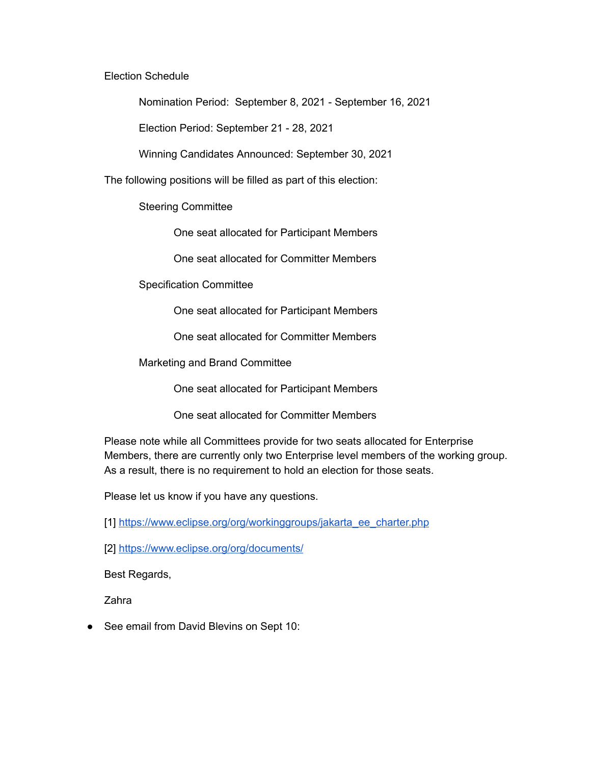Election Schedule

Nomination Period:  September 8, 2021 - September 16, 2021

Election Period: September 21 - 28, 2021

Winning Candidates Announced: September 30, 2021

The following positions will be filled as part of this election:

Steering Committee

One seat allocated for Participant Members

One seat allocated for Committer Members

Specification Committee

One seat allocated for Participant Members

One seat allocated for Committer Members

Marketing and Brand Committee

One seat allocated for Participant Members

One seat allocated for Committer Members

Please note while all Committees provide for two seats allocated for Enterprise Members, there are currently only two Enterprise level members of the working group. As a result, there is no requirement to hold an election for those seats.

Please let us know if you have any questions.

[1] https://www.eclipse.org/org/workinggroups/jakarta_ee_charter.php

[2] https://www.eclipse.org/org/documents/

Best Regards,

Zahra

- See email from David Blevins on Sept 10: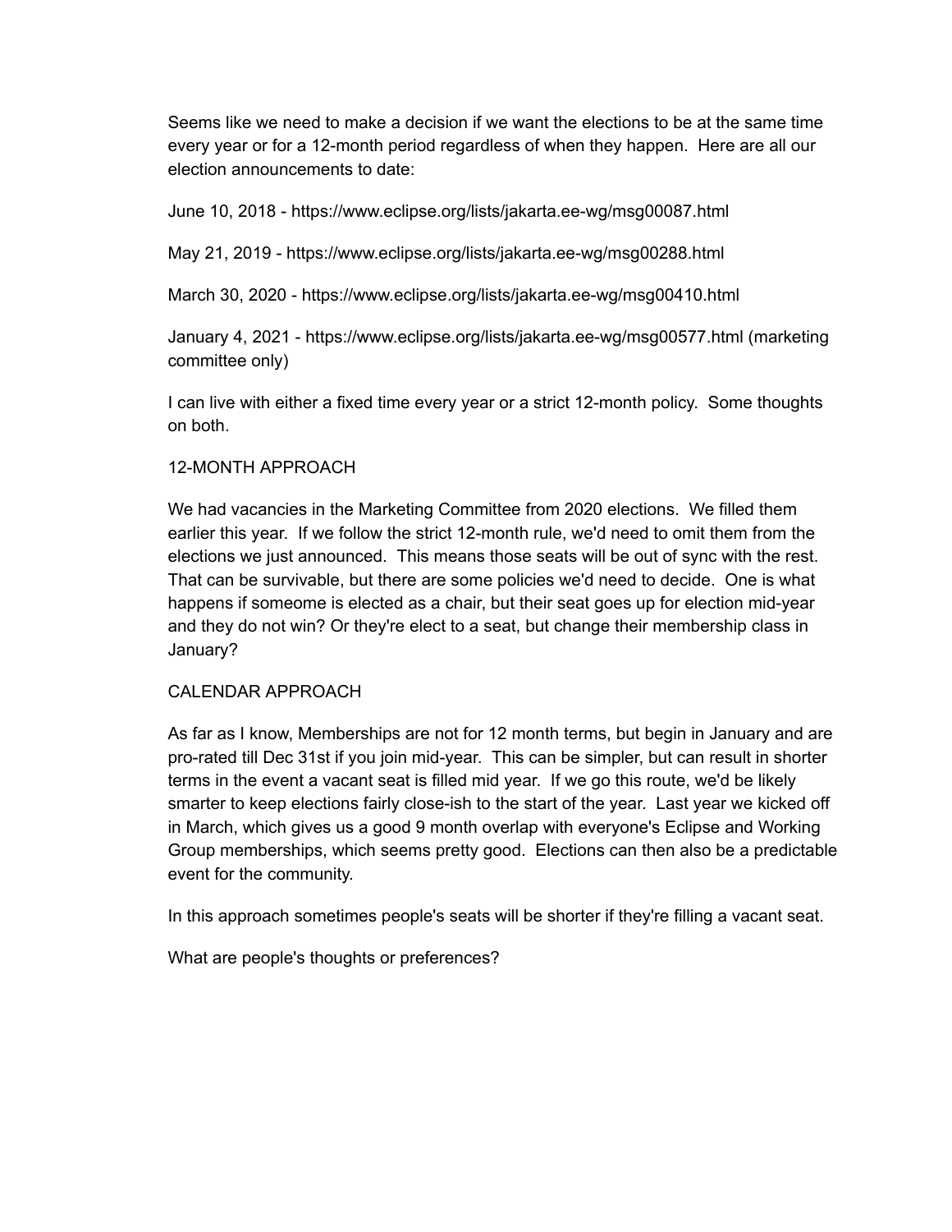Seems like we need to make a decision if we want the elections to be at the same time every year or for a 12-month period regardless of when they happen. Here are all our election announcements to date:

June 10, 2018 - https://www.eclipse.org/lists/jakarta.ee-wg/msg00087.html

May 21, 2019 - https://www.eclipse.org/lists/jakarta.ee-wg/msg00288.html

March 30, 2020 - https://www.eclipse.org/lists/jakarta.ee-wg/msg00410.html

January 4, 2021 - https://www.eclipse.org/lists/jakarta.ee-wg/msg00577.html (marketing committee only)

I can live with either a fixed time every year or a strict 12-month policy. Some thoughts on both.

12-MONTH APPROACH

We had vacancies in the Marketing Committee from 2020 elections. We filled them earlier this year. If we follow the strict 12-month rule, we'd need to omit them from the elections we just announced. This means those seats will be out of sync with the rest. That can be survivable, but there are some policies we'd need to decide. One is what happens if someome is elected as a chair, but their seat goes up for election mid-year and they do not win? Or they're elect to a seat, but change their membership class in January?

CALENDAR APPROACH

As far as I know, Memberships are not for 12 month terms, but begin in January and are pro-rated till Dec 31st if you join mid-year. This can be simpler, but can result in shorter terms in the event a vacant seat is filled mid year. If we go this route, we'd be likely smarter to keep elections fairly close-ish to the start of the year. Last year we kicked off in March, which gives us a good 9 month overlap with everyone's Eclipse and Working Group memberships, which seems pretty good. Elections can then also be a predictable event for the community.

In this approach sometimes people's seats will be shorter if they're filling a vacant seat.

What are people's thoughts or preferences?